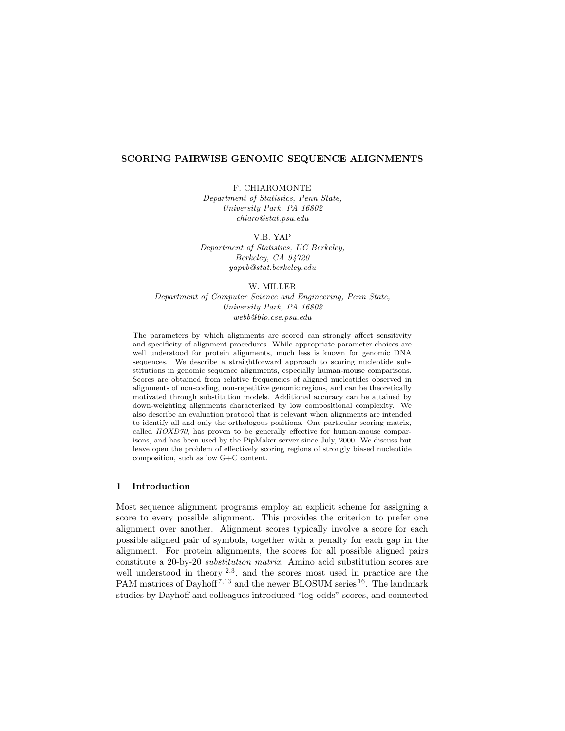# SCORING PAIRWISE GENOMIC SEQUENCE ALIGNMENTS

F. CHIAROMONTE
*Department of Statistics, Penn State,*
*University Park, PA 16802*
*chiaro@stat.psu.edu*

V.B. YAP
*Department of Statistics, UC Berkeley,*
*Berkeley, CA 94720*
*yapvb@stat.berkeley.edu*

W. MILLER
*Department of Computer Science and Engineering, Penn State,*
*University Park, PA 16802*
*webb@bio.cse.psu.edu*

The parameters by which alignments are scored can strongly affect sensitivity and specificity of alignment procedures. While appropriate parameter choices are well understood for protein alignments, much less is known for genomic DNA sequences. We describe a straightforward approach to scoring nucleotide substitutions in genomic sequence alignments, especially human-mouse comparisons. Scores are obtained from relative frequencies of aligned nucleotides observed in alignments of non-coding, non-repetitive genomic regions, and can be theoretically motivated through substitution models. Additional accuracy can be attained by down-weighting alignments characterized by low compositional complexity. We also describe an evaluation protocol that is relevant when alignments are intended to identify all and only the orthologous positions. One particular scoring matrix, called *HOXD70*, has proven to be generally effective for human-mouse comparisons, and has been used by the PipMaker server since July, 2000. We discuss but leave open the problem of effectively scoring regions of strongly biased nucleotide composition, such as low G+C content.

## 1 Introduction

Most sequence alignment programs employ an explicit scheme for assigning a score to every possible alignment. This provides the criterion to prefer one alignment over another. Alignment scores typically involve a score for each possible aligned pair of symbols, together with a penalty for each gap in the alignment. For protein alignments, the scores for all possible aligned pairs constitute a 20-by-20 *substitution matrix*. Amino acid substitution scores are well understood in theory [2,3], and the scores most used in practice are the PAM matrices of Dayhoff[7,13] and the newer BLOSUM series[16]. The landmark studies by Dayhoff and colleagues introduced "log-odds" scores, and connected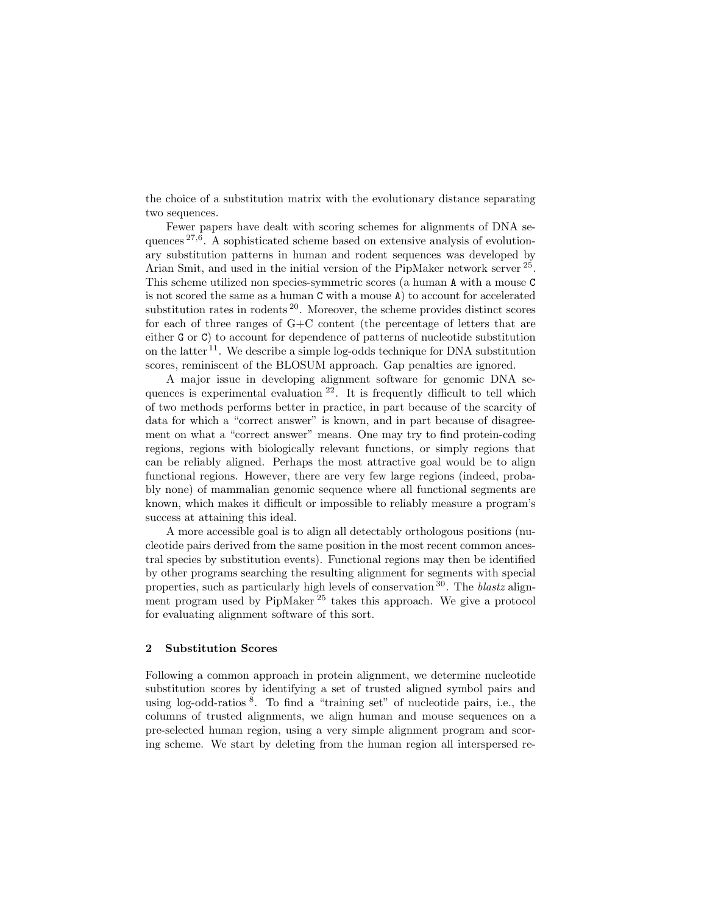the choice of a substitution matrix with the evolutionary distance separating two sequences.

Fewer papers have dealt with scoring schemes for alignments of DNA sequences [27,6]. A sophisticated scheme based on extensive analysis of evolutionary substitution patterns in human and rodent sequences was developed by Arian Smit, and used in the initial version of the PipMaker network server [25]. This scheme utilized non species-symmetric scores (a human `A` with a mouse `C` is not scored the same as a human `C` with a mouse `A`) to account for accelerated substitution rates in rodents [20]. Moreover, the scheme provides distinct scores for each of three ranges of G+C content (the percentage of letters that are either `G` or `C`) to account for dependence of patterns of nucleotide substitution on the latter [11]. We describe a simple log-odds technique for DNA substitution scores, reminiscent of the BLOSUM approach. Gap penalties are ignored.

A major issue in developing alignment software for genomic DNA sequences is experimental evaluation [22]. It is frequently difficult to tell which of two methods performs better in practice, in part because of the scarcity of data for which a "correct answer" is known, and in part because of disagreement on what a "correct answer" means. One may try to find protein-coding regions, regions with biologically relevant functions, or simply regions that can be reliably aligned. Perhaps the most attractive goal would be to align functional regions. However, there are very few large regions (indeed, probably none) of mammalian genomic sequence where all functional segments are known, which makes it difficult or impossible to reliably measure a program's success at attaining this ideal.

A more accessible goal is to align all detectably orthologous positions (nucleotide pairs derived from the same position in the most recent common ancestral species by substitution events). Functional regions may then be identified by other programs searching the resulting alignment for segments with special properties, such as particularly high levels of conservation [30]. The *blastz* alignment program used by PipMaker [25] takes this approach. We give a protocol for evaluating alignment software of this sort.

## 2 Substitution Scores

Following a common approach in protein alignment, we determine nucleotide substitution scores by identifying a set of trusted aligned symbol pairs and using log-odd-ratios [8]. To find a "training set" of nucleotide pairs, i.e., the columns of trusted alignments, we align human and mouse sequences on a pre-selected human region, using a very simple alignment program and scoring scheme. We start by deleting from the human region all interspersed re-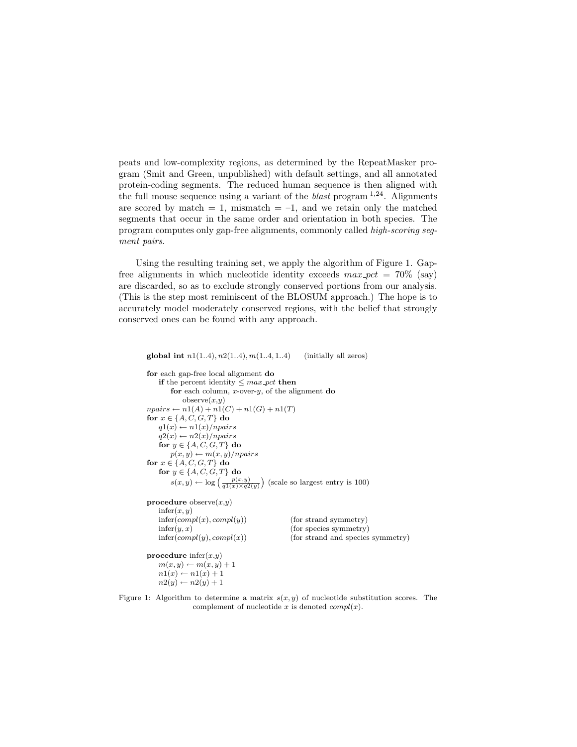peats and low-complexity regions, as determined by the RepeatMasker program (Smit and Green, unpublished) with default settings, and all annotated protein-coding segments. The reduced human sequence is then aligned with the full mouse sequence using a variant of the *blast* program [1,24]. Alignments are scored by match = 1, mismatch = –1, and we retain only the matched segments that occur in the same order and orientation in both species. The program computes only gap-free alignments, commonly called *high-scoring segment pairs*.

Using the resulting training set, we apply the algorithm of Figure 1. Gap-free alignments in which nucleotide identity exceeds $max\_pct$ = 70% (say) are discarded, so as to exclude strongly conserved portions from our analysis. (This is the step most reminiscent of the BLOSUM approach.) The hope is to accurately model moderately conserved regions, with the belief that strongly conserved ones can be found with any approach.

```
global int n1(1..4), n2(1..4), m(1..4, 1..4)     (initially all zeros)

for each gap-free local alignment do
    if the percent identity ≤ max_pct then
        for each column, x-over-y, of the alignment do
            observe(x,y)
npairs ← n1(A) + n1(C) + n1(G) + n1(T)
for x ∈ {A, C, G, T} do
    q1(x) ← n1(x)/npairs
    q2(x) ← n2(x)/npairs
    for y ∈ {A, C, G, T} do
        p(x, y) ← m(x, y)/npairs
for x ∈ {A, C, G, T} do
    for y ∈ {A, C, G, T} do
        s(x, y) ← log( p(x,y) / (q1(x) × q2(y)) )  (scale so largest entry is 100)

procedure observe(x,y)
    infer(x, y)
    infer(compl(x), compl(y))          (for strand symmetry)
    infer(y, x)                        (for species symmetry)
    infer(compl(y), compl(x))          (for strand and species symmetry)

procedure infer(x,y)
    m(x, y) ← m(x, y) + 1
    n1(x) ← n1(x) + 1
    n2(y) ← n2(y) + 1
```

Figure 1: Algorithm to determine a matrix $s(x, y)$ of nucleotide substitution scores. The complement of nucleotide $x$ is denoted $compl(x)$.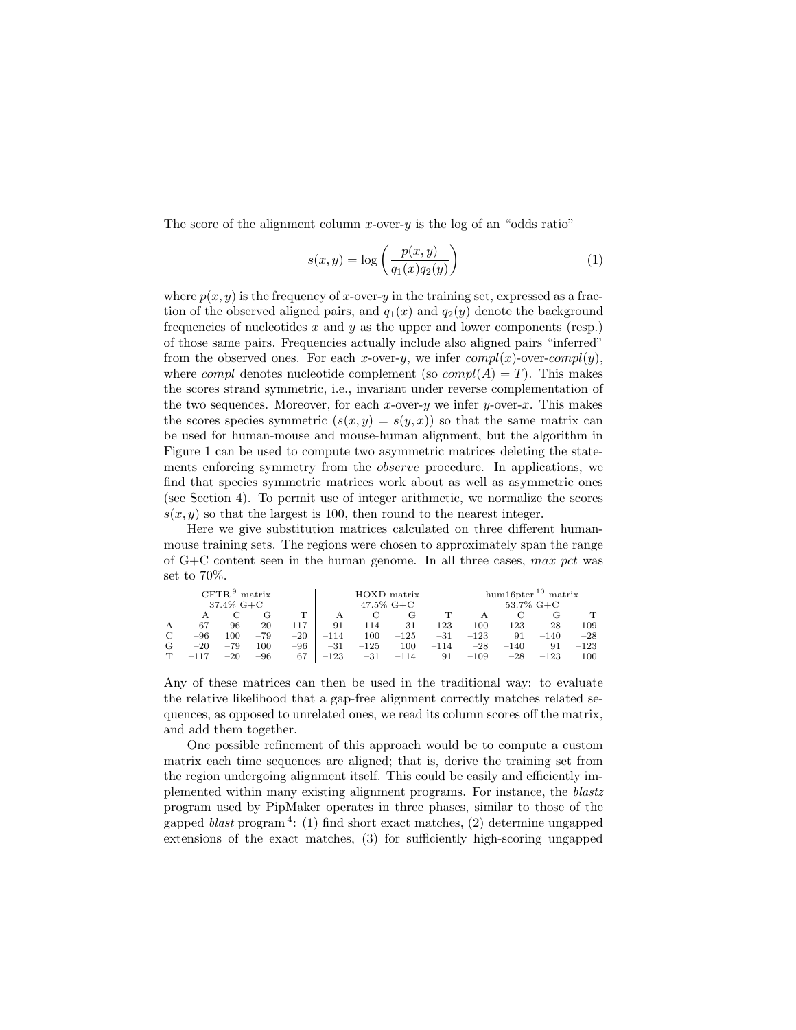The score of the alignment column $x$-over-$y$ is the log of an "odds ratio"

$$s(x, y) = \log\left(\frac{p(x, y)}{q_1(x)q_2(y)}\right) \tag{1}$$

where $p(x, y)$ is the frequency of $x$-over-$y$ in the training set, expressed as a fraction of the observed aligned pairs, and $q_1(x)$ and $q_2(y)$ denote the background frequencies of nucleotides $x$ and $y$ as the upper and lower components (resp.) of those same pairs. Frequencies actually include also aligned pairs "inferred" from the observed ones. For each $x$-over-$y$, we infer *compl*($x$)-over-*compl*($y$), where *compl* denotes nucleotide complement (so *compl*($A$) = $T$). This makes the scores strand symmetric, i.e., invariant under reverse complementation of the two sequences. Moreover, for each $x$-over-$y$ we infer $y$-over-$x$. This makes the scores species symmetric ($s(x, y) = s(y, x)$) so that the same matrix can be used for human-mouse and mouse-human alignment, but the algorithm in Figure 1 can be used to compute two asymmetric matrices deleting the statements enforcing symmetry from the *observe* procedure. In applications, we find that species symmetric matrices work about as well as asymmetric ones (see Section 4). To permit use of integer arithmetic, we normalize the scores $s(x, y)$ so that the largest is 100, then round to the nearest integer.

Here we give substitution matrices calculated on three different human-mouse training sets. The regions were chosen to approximately span the range of G+C content seen in the human genome. In all three cases, *max_pct* was set to 70%.

| | CFTR[9] matrix 37.4% G+C | | | | HOXD matrix 47.5% G+C | | | | hum16pter[10] matrix 53.7% G+C | | | |
|---|---|---|---|---|---|---|---|---|---|---|---|---|
| | A | C | G | T | A | C | G | T | A | C | G | T |
| A | 67 | −96 | −20 | −117 | 91 | −114 | −31 | −123 | 100 | −123 | −28 | −109 |
| C | −96 | 100 | −79 | −20 | −114 | 100 | −125 | −31 | −123 | 91 | −140 | −28 |
| G | −20 | −79 | 100 | −96 | −31 | −125 | 100 | −114 | −28 | −140 | 91 | −123 |
| T | −117 | −20 | −96 | 67 | −123 | −31 | −114 | 91 | −109 | −28 | −123 | 100 |

Any of these matrices can then be used in the traditional way: to evaluate the relative likelihood that a gap-free alignment correctly matches related sequences, as opposed to unrelated ones, we read its column scores off the matrix, and add them together.

One possible refinement of this approach would be to compute a custom matrix each time sequences are aligned; that is, derive the training set from the region undergoing alignment itself. This could be easily and efficiently implemented within many existing alignment programs. For instance, the *blastz* program used by PipMaker operates in three phases, similar to those of the gapped *blast* program[4]: (1) find short exact matches, (2) determine ungapped extensions of the exact matches, (3) for sufficiently high-scoring ungapped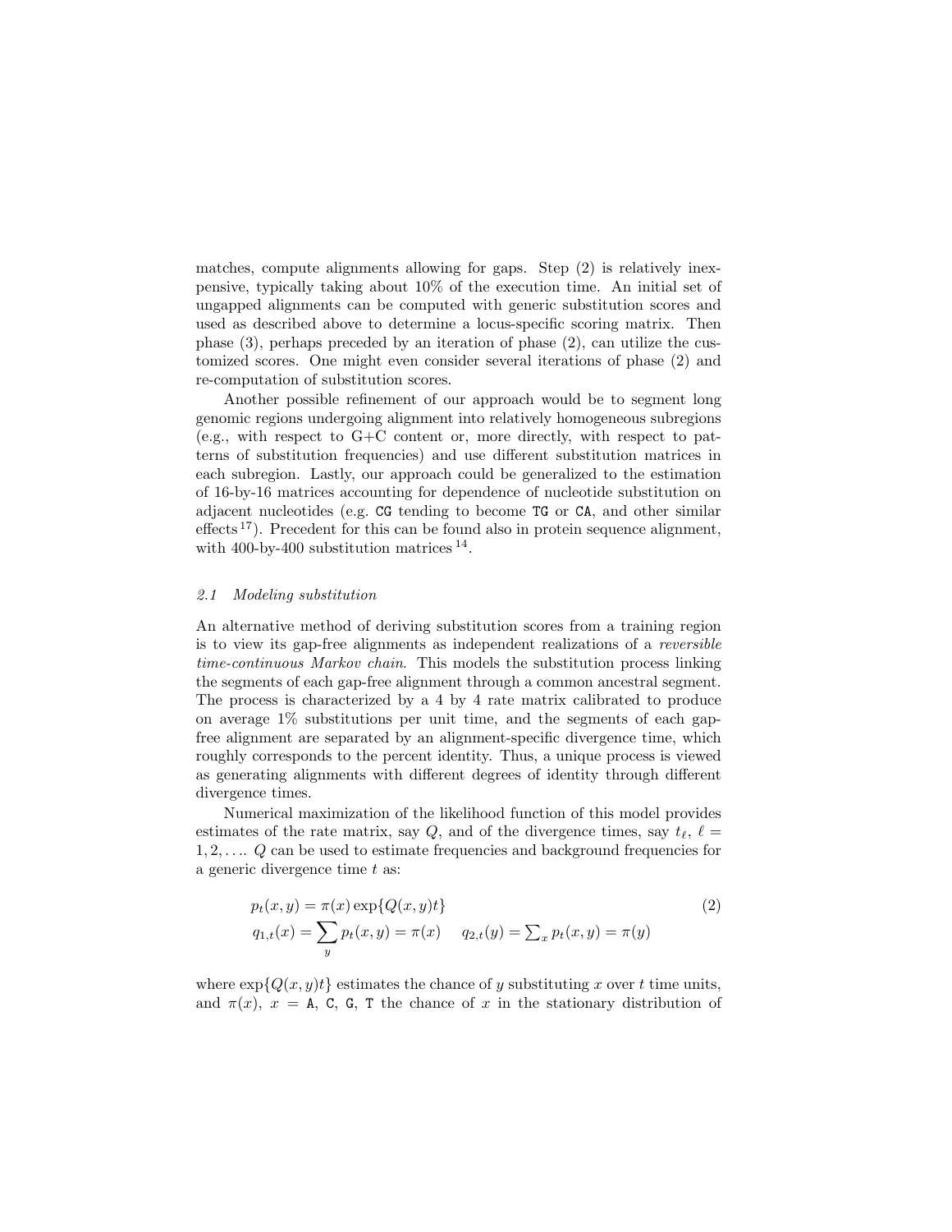matches, compute alignments allowing for gaps. Step (2) is relatively inexpensive, typically taking about 10% of the execution time. An initial set of ungapped alignments can be computed with generic substitution scores and used as described above to determine a locus-specific scoring matrix. Then phase (3), perhaps preceded by an iteration of phase (2), can utilize the customized scores. One might even consider several iterations of phase (2) and re-computation of substitution scores.

Another possible refinement of our approach would be to segment long genomic regions undergoing alignment into relatively homogeneous subregions (e.g., with respect to G+C content or, more directly, with respect to patterns of substitution frequencies) and use different substitution matrices in each subregion. Lastly, our approach could be generalized to the estimation of 16-by-16 matrices accounting for dependence of nucleotide substitution on adjacent nucleotides (e.g. `CG` tending to become `TG` or `CA`, and other similar effects [17]). Precedent for this can be found also in protein sequence alignment, with 400-by-400 substitution matrices [14].

### *2.1 Modeling substitution*

An alternative method of deriving substitution scores from a training region is to view its gap-free alignments as independent realizations of a *reversible time-continuous Markov chain*. This models the substitution process linking the segments of each gap-free alignment through a common ancestral segment. The process is characterized by a 4 by 4 rate matrix calibrated to produce on average 1% substitutions per unit time, and the segments of each gap-free alignment are separated by an alignment-specific divergence time, which roughly corresponds to the percent identity. Thus, a unique process is viewed as generating alignments with different degrees of identity through different divergence times.

Numerical maximization of the likelihood function of this model provides estimates of the rate matrix, say $Q$, and of the divergence times, say $t_\ell$, $\ell = 1, 2, \ldots$. $Q$ can be used to estimate frequencies and background frequencies for a generic divergence time $t$ as:

$$
\begin{aligned}
&p_t(x, y) = \pi(x) \exp\{Q(x, y)t\} \\
&q_{1,t}(x) = \sum_y p_t(x, y) = \pi(x) \qquad q_{2,t}(y) = \textstyle\sum_x p_t(x, y) = \pi(y)
\end{aligned}
\tag{2}
$$

where $\exp\{Q(x, y)t\}$ estimates the chance of $y$ substituting $x$ over $t$ time units, and $\pi(x)$, $x =$ `A`, `C`, `G`, `T` the chance of $x$ in the stationary distribution of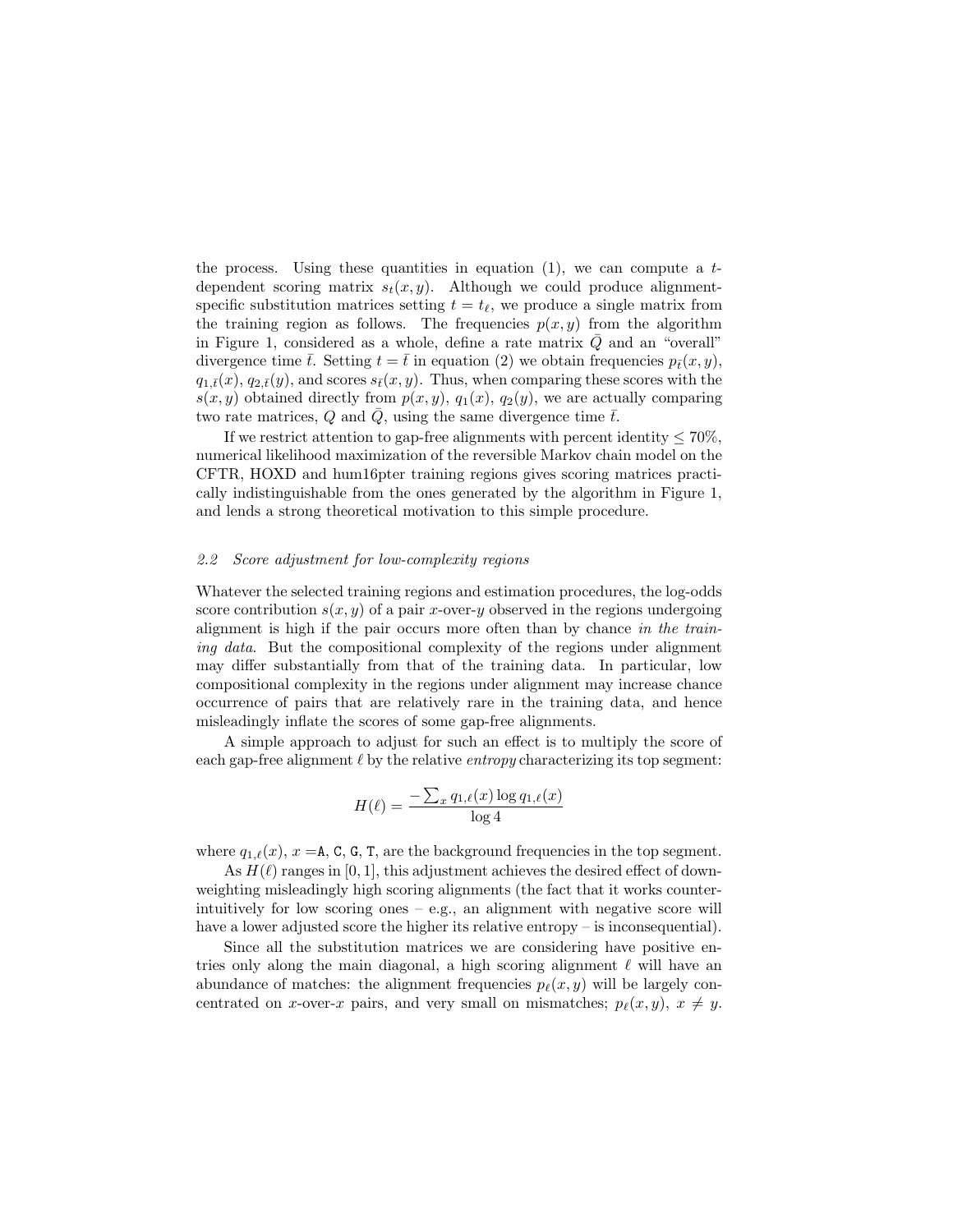the process. Using these quantities in equation (1), we can compute a $t$-dependent scoring matrix $s_t(x,y)$. Although we could produce alignment-specific substitution matrices setting $t = t_\ell$, we produce a single matrix from the training region as follows. The frequencies $p(x,y)$ from the algorithm in Figure 1, considered as a whole, define a rate matrix $\bar{Q}$ and an "overall" divergence time $\bar{t}$. Setting $t = \bar{t}$ in equation (2) we obtain frequencies $p_{\bar{t}}(x,y)$, $q_{1,\bar{t}}(x)$, $q_{2,\bar{t}}(y)$, and scores $s_{\bar{t}}(x,y)$. Thus, when comparing these scores with the $s(x,y)$ obtained directly from $p(x,y)$, $q_1(x)$, $q_2(y)$, we are actually comparing two rate matrices, $Q$ and $\bar{Q}$, using the same divergence time $\bar{t}$.

If we restrict attention to gap-free alignments with percent identity $\leq 70\%$, numerical likelihood maximization of the reversible Markov chain model on the CFTR, HOXD and hum16pter training regions gives scoring matrices practically indistinguishable from the ones generated by the algorithm in Figure 1, and lends a strong theoretical motivation to this simple procedure.

### *2.2 Score adjustment for low-complexity regions*

Whatever the selected training regions and estimation procedures, the log-odds score contribution $s(x,y)$ of a pair $x$-over-$y$ observed in the regions undergoing alignment is high if the pair occurs more often than by chance *in the training data*. But the compositional complexity of the regions under alignment may differ substantially from that of the training data. In particular, low compositional complexity in the regions under alignment may increase chance occurrence of pairs that are relatively rare in the training data, and hence misleadingly inflate the scores of some gap-free alignments.

A simple approach to adjust for such an effect is to multiply the score of each gap-free alignment $\ell$ by the relative *entropy* characterizing its top segment:

$$H(\ell) = \frac{-\sum_x q_{1,\ell}(x) \log q_{1,\ell}(x)}{\log 4}$$

where $q_{1,\ell}(x)$, $x =$ A, C, G, T, are the background frequencies in the top segment.

As $H(\ell)$ ranges in $[0,1]$, this adjustment achieves the desired effect of down-weighting misleadingly high scoring alignments (the fact that it works counter-intuitively for low scoring ones – e.g., an alignment with negative score will have a lower adjusted score the higher its relative entropy – is inconsequential).

Since all the substitution matrices we are considering have positive entries only along the main diagonal, a high scoring alignment $\ell$ will have an abundance of matches: the alignment frequencies $p_\ell(x,y)$ will be largely concentrated on $x$-over-$x$ pairs, and very small on mismatches; $p_\ell(x,y)$, $x \neq y$.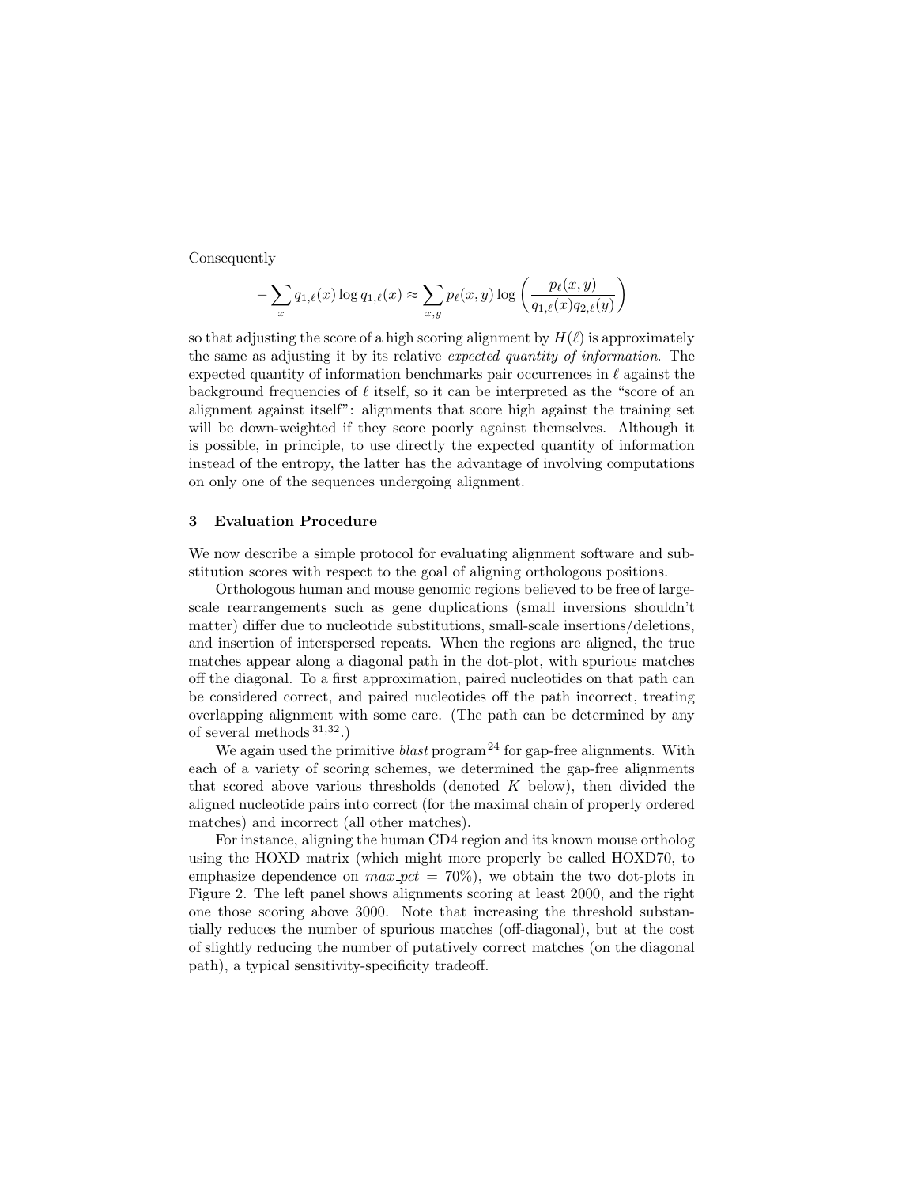Consequently

$$-\sum_x q_{1,\ell}(x)\log q_{1,\ell}(x) \approx \sum_{x,y} p_\ell(x,y)\log\left(\frac{p_\ell(x,y)}{q_{1,\ell}(x)q_{2,\ell}(y)}\right)$$

so that adjusting the score of a high scoring alignment by $H(\ell)$ is approximately the same as adjusting it by its relative *expected quantity of information*. The expected quantity of information benchmarks pair occurrences in $\ell$ against the background frequencies of $\ell$ itself, so it can be interpreted as the "score of an alignment against itself": alignments that score high against the training set will be down-weighted if they score poorly against themselves. Although it is possible, in principle, to use directly the expected quantity of information instead of the entropy, the latter has the advantage of involving computations on only one of the sequences undergoing alignment.

## 3 Evaluation Procedure

We now describe a simple protocol for evaluating alignment software and substitution scores with respect to the goal of aligning orthologous positions.

Orthologous human and mouse genomic regions believed to be free of large-scale rearrangements such as gene duplications (small inversions shouldn't matter) differ due to nucleotide substitutions, small-scale insertions/deletions, and insertion of interspersed repeats. When the regions are aligned, the true matches appear along a diagonal path in the dot-plot, with spurious matches off the diagonal. To a first approximation, paired nucleotides on that path can be considered correct, and paired nucleotides off the path incorrect, treating overlapping alignment with some care. (The path can be determined by any of several methods [31,32].)

We again used the primitive *blast* program [24] for gap-free alignments. With each of a variety of scoring schemes, we determined the gap-free alignments that scored above various thresholds (denoted $K$ below), then divided the aligned nucleotide pairs into correct (for the maximal chain of properly ordered matches) and incorrect (all other matches).

For instance, aligning the human CD4 region and its known mouse ortholog using the HOXD matrix (which might more properly be called HOXD70, to emphasize dependence on *max_pct* = 70%), we obtain the two dot-plots in Figure 2. The left panel shows alignments scoring at least 2000, and the right one those scoring above 3000. Note that increasing the threshold substantially reduces the number of spurious matches (off-diagonal), but at the cost of slightly reducing the number of putatively correct matches (on the diagonal path), a typical sensitivity-specificity tradeoff.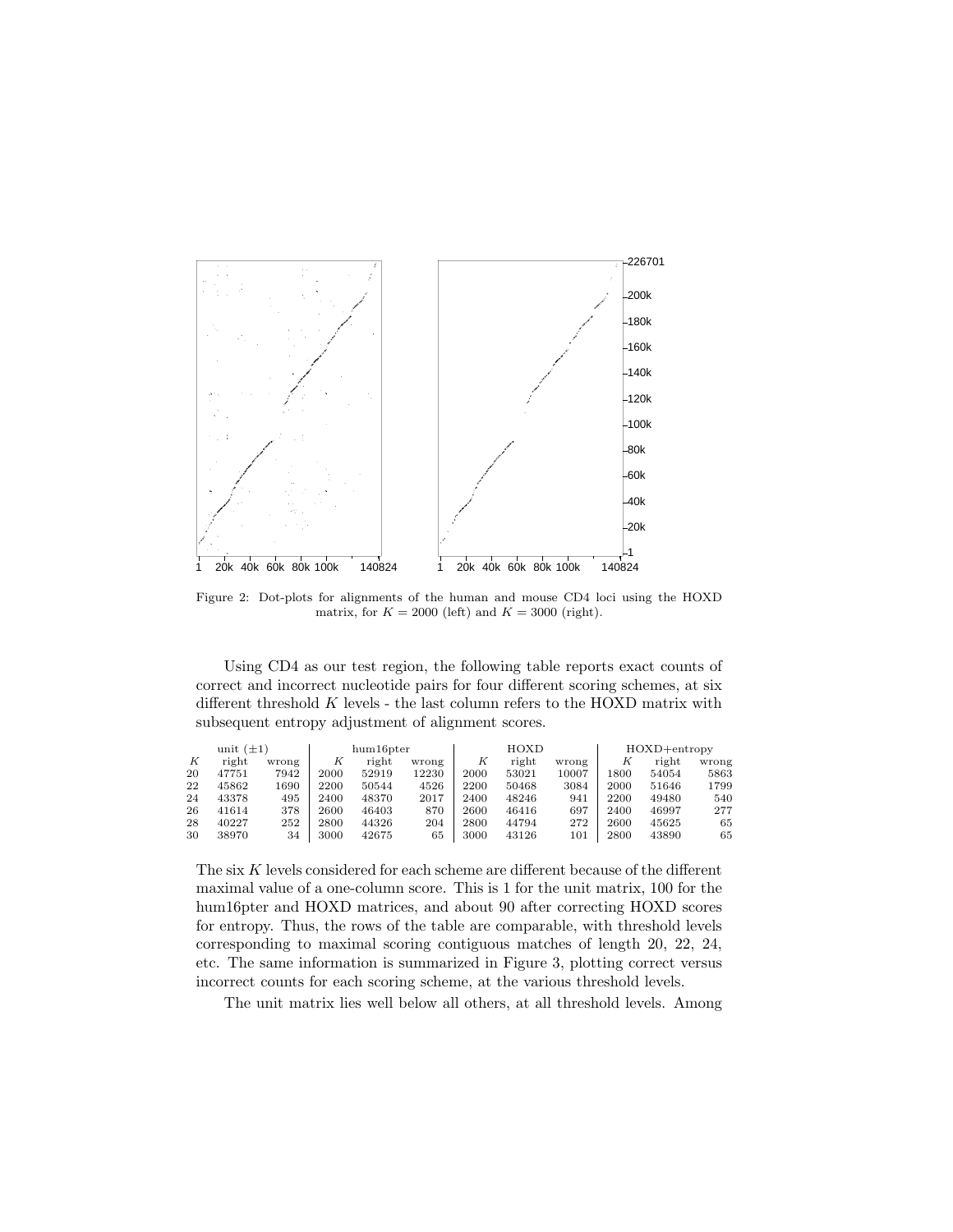Figure 2: Dot-plots for alignments of the human and mouse CD4 loci using the HOXD matrix, for $K = 2000$ (left) and $K = 3000$ (right).

Using CD4 as our test region, the following table reports exact counts of correct and incorrect nucleotide pairs for four different scoring schemes, at six different threshold $K$ levels - the last column refers to the HOXD matrix with subsequent entropy adjustment of alignment scores.

| unit ($\pm 1$) | | | hum16pter | | | HOXD | | | HOXD+entropy | | |
|---|---|---|---|---|---|---|---|---|---|---|---|
| $K$ | right | wrong | $K$ | right | wrong | $K$ | right | wrong | $K$ | right | wrong |
| 20 | 47751 | 7942 | 2000 | 52919 | 12230 | 2000 | 53021 | 10007 | 1800 | 54054 | 5863 |
| 22 | 45862 | 1690 | 2200 | 50544 | 4526 | 2200 | 50468 | 3084 | 2000 | 51646 | 1799 |
| 24 | 43378 | 495 | 2400 | 48370 | 2017 | 2400 | 48246 | 941 | 2200 | 49480 | 540 |
| 26 | 41614 | 378 | 2600 | 46403 | 870 | 2600 | 46416 | 697 | 2400 | 46997 | 277 |
| 28 | 40227 | 252 | 2800 | 44326 | 204 | 2800 | 44794 | 272 | 2600 | 45625 | 65 |
| 30 | 38970 | 34 | 3000 | 42675 | 65 | 3000 | 43126 | 101 | 2800 | 43890 | 65 |

The six $K$ levels considered for each scheme are different because of the different maximal value of a one-column score. This is 1 for the unit matrix, 100 for the hum16pter and HOXD matrices, and about 90 after correcting HOXD scores for entropy. Thus, the rows of the table are comparable, with threshold levels corresponding to maximal scoring contiguous matches of length 20, 22, 24, etc. The same information is summarized in Figure 3, plotting correct versus incorrect counts for each scoring scheme, at the various threshold levels.

The unit matrix lies well below all others, at all threshold levels. Among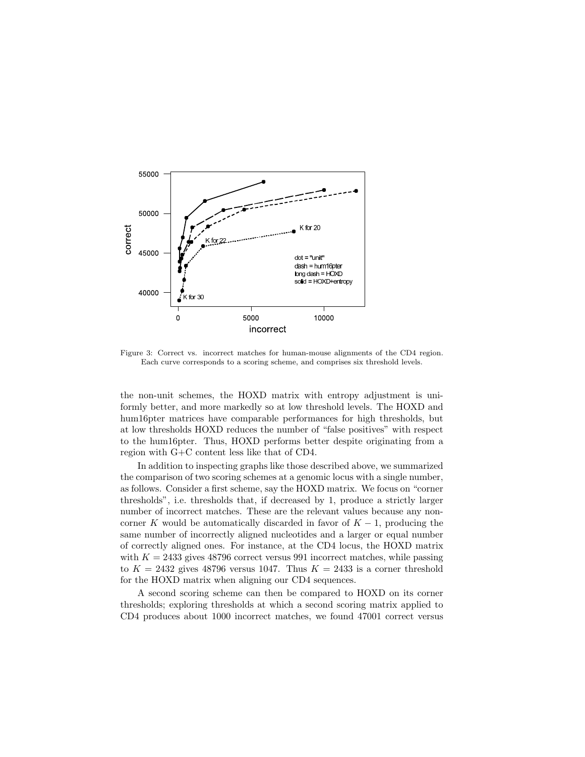Figure 3: Correct vs. incorrect matches for human-mouse alignments of the CD4 region. Each curve corresponds to a scoring scheme, and comprises six threshold levels.

the non-unit schemes, the HOXD matrix with entropy adjustment is uniformly better, and more markedly so at low threshold levels. The HOXD and hum16pter matrices have comparable performances for high thresholds, but at low thresholds HOXD reduces the number of "false positives" with respect to the hum16pter. Thus, HOXD performs better despite originating from a region with G+C content less like that of CD4.

In addition to inspecting graphs like those described above, we summarized the comparison of two scoring schemes at a genomic locus with a single number, as follows. Consider a first scheme, say the HOXD matrix. We focus on "corner thresholds", i.e. thresholds that, if decreased by 1, produce a strictly larger number of incorrect matches. These are the relevant values because any non-corner $K$ would be automatically discarded in favor of $K - 1$, producing the same number of incorrectly aligned nucleotides and a larger or equal number of correctly aligned ones. For instance, at the CD4 locus, the HOXD matrix with $K = 2433$ gives 48796 correct versus 991 incorrect matches, while passing to $K = 2432$ gives 48796 versus 1047. Thus $K = 2433$ is a corner threshold for the HOXD matrix when aligning our CD4 sequences.

A second scoring scheme can then be compared to HOXD on its corner thresholds; exploring thresholds at which a second scoring matrix applied to CD4 produces about 1000 incorrect matches, we found 47001 correct versus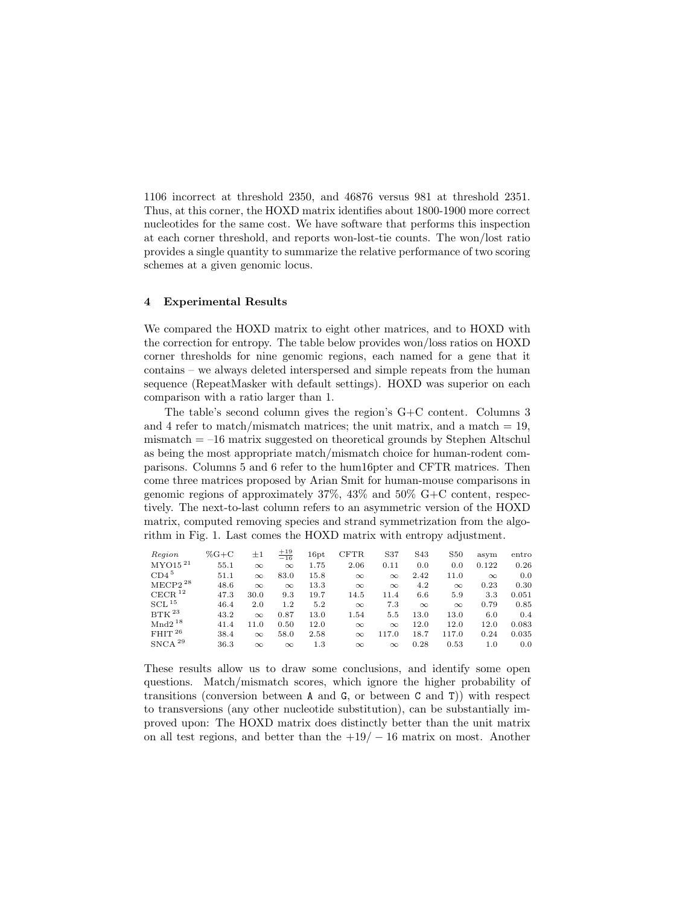1106 incorrect at threshold 2350, and 46876 versus 981 at threshold 2351. Thus, at this corner, the HOXD matrix identifies about 1800-1900 more correct nucleotides for the same cost. We have software that performs this inspection at each corner threshold, and reports won-lost-tie counts. The won/lost ratio provides a single quantity to summarize the relative performance of two scoring schemes at a given genomic locus.

## 4 Experimental Results

We compared the HOXD matrix to eight other matrices, and to HOXD with the correction for entropy. The table below provides won/loss ratios on HOXD corner thresholds for nine genomic regions, each named for a gene that it contains – we always deleted interspersed and simple repeats from the human sequence (RepeatMasker with default settings). HOXD was superior on each comparison with a ratio larger than 1.

The table's second column gives the region's G+C content. Columns 3 and 4 refer to match/mismatch matrices; the unit matrix, and a match = 19, mismatch = –16 matrix suggested on theoretical grounds by Stephen Altschul as being the most appropriate match/mismatch choice for human-rodent comparisons. Columns 5 and 6 refer to the hum16pter and CFTR matrices. Then come three matrices proposed by Arian Smit for human-mouse comparisons in genomic regions of approximately 37%, 43% and 50% G+C content, respectively. The next-to-last column refers to an asymmetric version of the HOXD matrix, computed removing species and strand symmetrization from the algorithm in Fig. 1. Last comes the HOXD matrix with entropy adjustment.

| *Region* | %G+C | $\pm 1$ | $\frac{+19}{-16}$ | 16pt | CFTR | S37 | S43 | S50 | asym | entro |
|---|---|---|---|---|---|---|---|---|---|---|
| MYO15 [21] | 55.1 | $\infty$ | $\infty$ | 1.75 | 2.06 | 0.11 | 0.0 | 0.0 | 0.122 | 0.26 |
| CD4 [5] | 51.1 | $\infty$ | 83.0 | 15.8 | $\infty$ | $\infty$ | 2.42 | 11.0 | $\infty$ | 0.0 |
| MECP2 [28] | 48.6 | $\infty$ | $\infty$ | 13.3 | $\infty$ | $\infty$ | 4.2 | $\infty$ | 0.23 | 0.30 |
| CECR [12] | 47.3 | 30.0 | 9.3 | 19.7 | 14.5 | 11.4 | 6.6 | 5.9 | 3.3 | 0.051 |
| SCL [15] | 46.4 | 2.0 | 1.2 | 5.2 | $\infty$ | 7.3 | $\infty$ | $\infty$ | 0.79 | 0.85 |
| BTK [23] | 43.2 | $\infty$ | 0.87 | 13.0 | 1.54 | 5.5 | 13.0 | 13.0 | 6.0 | 0.4 |
| Mnd2 [18] | 41.4 | 11.0 | 0.50 | 12.0 | $\infty$ | $\infty$ | 12.0 | 12.0 | 12.0 | 0.083 |
| FHIT [26] | 38.4 | $\infty$ | 58.0 | 2.58 | $\infty$ | 117.0 | 18.7 | 117.0 | 0.24 | 0.035 |
| SNCA [29] | 36.3 | $\infty$ | $\infty$ | 1.3 | $\infty$ | $\infty$ | 0.28 | 0.53 | 1.0 | 0.0 |

These results allow us to draw some conclusions, and identify some open questions. Match/mismatch scores, which ignore the higher probability of transitions (conversion between A and G, or between C and T)) with respect to transversions (any other nucleotide substitution), can be substantially improved upon: The HOXD matrix does distinctly better than the unit matrix on all test regions, and better than the $+19/-16$ matrix on most. Another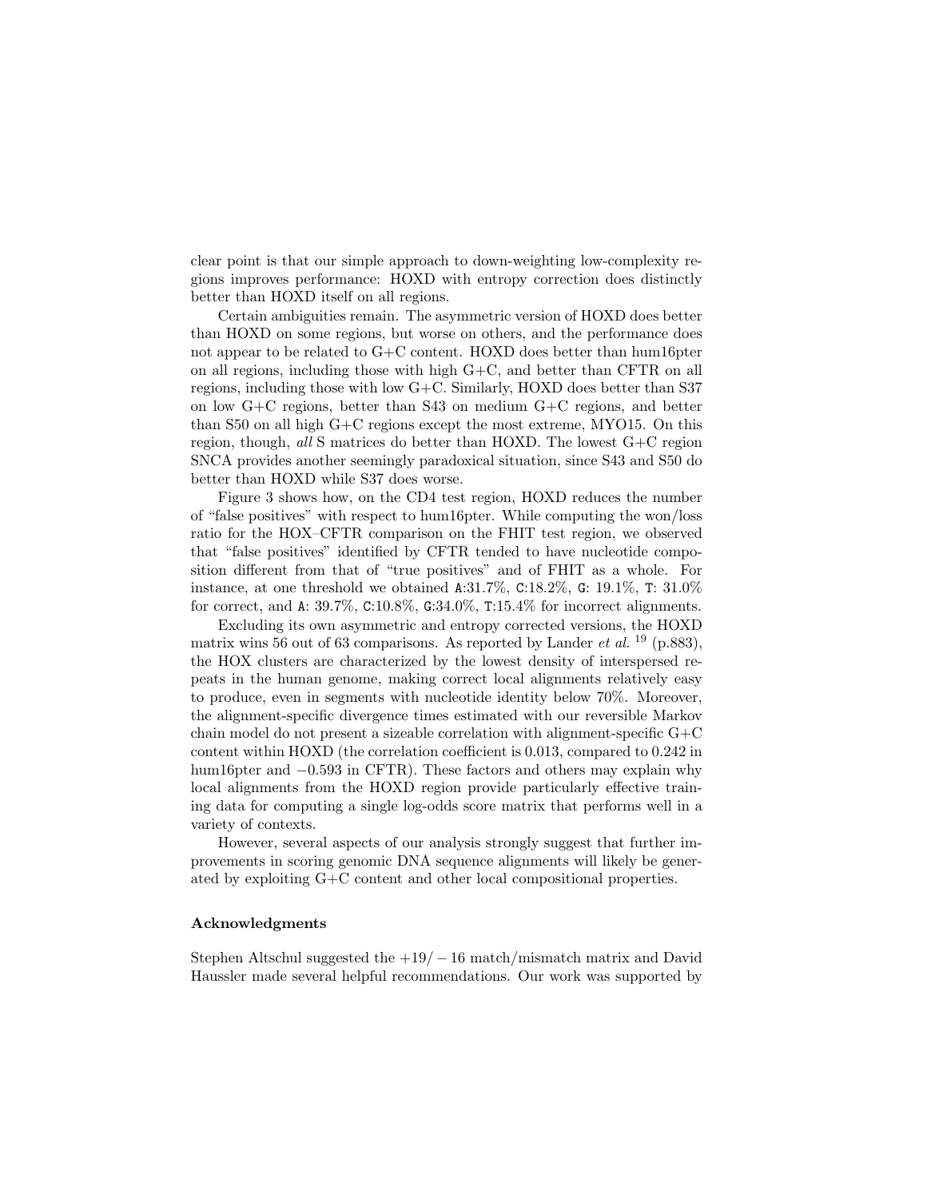clear point is that our simple approach to down-weighting low-complexity regions improves performance: HOXD with entropy correction does distinctly better than HOXD itself on all regions.

Certain ambiguities remain. The asymmetric version of HOXD does better than HOXD on some regions, but worse on others, and the performance does not appear to be related to G+C content. HOXD does better than hum16pter on all regions, including those with high G+C, and better than CFTR on all regions, including those with low G+C. Similarly, HOXD does better than S37 on low G+C regions, better than S43 on medium G+C regions, and better than S50 on all high G+C regions except the most extreme, MYO15. On this region, though, *all* S matrices do better than HOXD. The lowest G+C region SNCA provides another seemingly paradoxical situation, since S43 and S50 do better than HOXD while S37 does worse.

Figure 3 shows how, on the CD4 test region, HOXD reduces the number of "false positives" with respect to hum16pter. While computing the won/loss ratio for the HOX–CFTR comparison on the FHIT test region, we observed that "false positives" identified by CFTR tended to have nucleotide composition different from that of "true positives" and of FHIT as a whole. For instance, at one threshold we obtained `A`:31.7%, `C`:18.2%, `G`: 19.1%, `T`: 31.0% for correct, and `A`: 39.7%, `C`:10.8%, `G`:34.0%, `T`:15.4% for incorrect alignments.

Excluding its own asymmetric and entropy corrected versions, the HOXD matrix wins 56 out of 63 comparisons. As reported by Lander *et al.* [19] (p.883), the HOX clusters are characterized by the lowest density of interspersed repeats in the human genome, making correct local alignments relatively easy to produce, even in segments with nucleotide identity below 70%. Moreover, the alignment-specific divergence times estimated with our reversible Markov chain model do not present a sizeable correlation with alignment-specific G+C content within HOXD (the correlation coefficient is 0.013, compared to 0.242 in hum16pter and $-0.593$ in CFTR). These factors and others may explain why local alignments from the HOXD region provide particularly effective training data for computing a single log-odds score matrix that performs well in a variety of contexts.

However, several aspects of our analysis strongly suggest that further improvements in scoring genomic DNA sequence alignments will likely be generated by exploiting G+C content and other local compositional properties.

## Acknowledgments

Stephen Altschul suggested the $+19/-16$ match/mismatch matrix and David Haussler made several helpful recommendations. Our work was supported by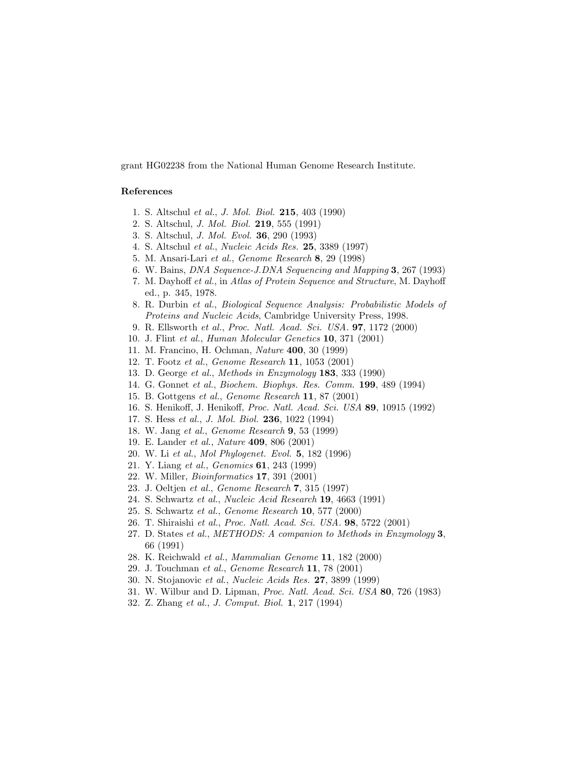grant HG02238 from the National Human Genome Research Institute.

## References

1. S. Altschul *et al.*, *J. Mol. Biol.* **215**, 403 (1990)
2. S. Altschul, *J. Mol. Biol.* **219**, 555 (1991)
3. S. Altschul, *J. Mol. Evol.* **36**, 290 (1993)
4. S. Altschul *et al.*, *Nucleic Acids Res.* **25**, 3389 (1997)
5. M. Ansari-Lari *et al.*, *Genome Research* **8**, 29 (1998)
6. W. Bains, *DNA Sequence-J.DNA Sequencing and Mapping* **3**, 267 (1993)
7. M. Dayhoff *et al.*, in *Atlas of Protein Sequence and Structure*, M. Dayhoff ed., p. 345, 1978.
8. R. Durbin *et al.*, *Biological Sequence Analysis: Probabilistic Models of Proteins and Nucleic Acids*, Cambridge University Press, 1998.
9. R. Ellsworth *et al.*, *Proc. Natl. Acad. Sci. USA.* **97**, 1172 (2000)
10. J. Flint *et al.*, *Human Molecular Genetics* **10**, 371 (2001)
11. M. Francino, H. Ochman, *Nature* **400**, 30 (1999)
12. T. Footz *et al.*, *Genome Research* **11**, 1053 (2001)
13. D. George *et al.*, *Methods in Enzymology* **183**, 333 (1990)
14. G. Gonnet *et al.*, *Biochem. Biophys. Res. Comm.* **199**, 489 (1994)
15. B. Gottgens *et al.*, *Genome Research* **11**, 87 (2001)
16. S. Henikoff, J. Henikoff, *Proc. Natl. Acad. Sci. USA* **89**, 10915 (1992)
17. S. Hess *et al.*, *J. Mol. Biol.* **236**, 1022 (1994)
18. W. Jang *et al.*, *Genome Research* **9**, 53 (1999)
19. E. Lander *et al.*, *Nature* **409**, 806 (2001)
20. W. Li *et al.*, *Mol Phylogenet. Evol.* **5**, 182 (1996)
21. Y. Liang *et al.*, *Genomics* **61**, 243 (1999)
22. W. Miller, *Bioinformatics* **17**, 391 (2001)
23. J. Oeltjen *et al.*, *Genome Research* **7**, 315 (1997)
24. S. Schwartz *et al.*, *Nucleic Acid Research* **19**, 4663 (1991)
25. S. Schwartz *et al.*, *Genome Research* **10**, 577 (2000)
26. T. Shiraishi *et al.*, *Proc. Natl. Acad. Sci. USA.* **98**, 5722 (2001)
27. D. States *et al.*, *METHODS: A companion to Methods in Enzymology* **3**, 66 (1991)
28. K. Reichwald *et al.*, *Mammalian Genome* **11**, 182 (2000)
29. J. Touchman *et al.*, *Genome Research* **11**, 78 (2001)
30. N. Stojanovic *et al.*, *Nucleic Acids Res.* **27**, 3899 (1999)
31. W. Wilbur and D. Lipman, *Proc. Natl. Acad. Sci. USA* **80**, 726 (1983)
32. Z. Zhang *et al.*, *J. Comput. Biol.* **1**, 217 (1994)